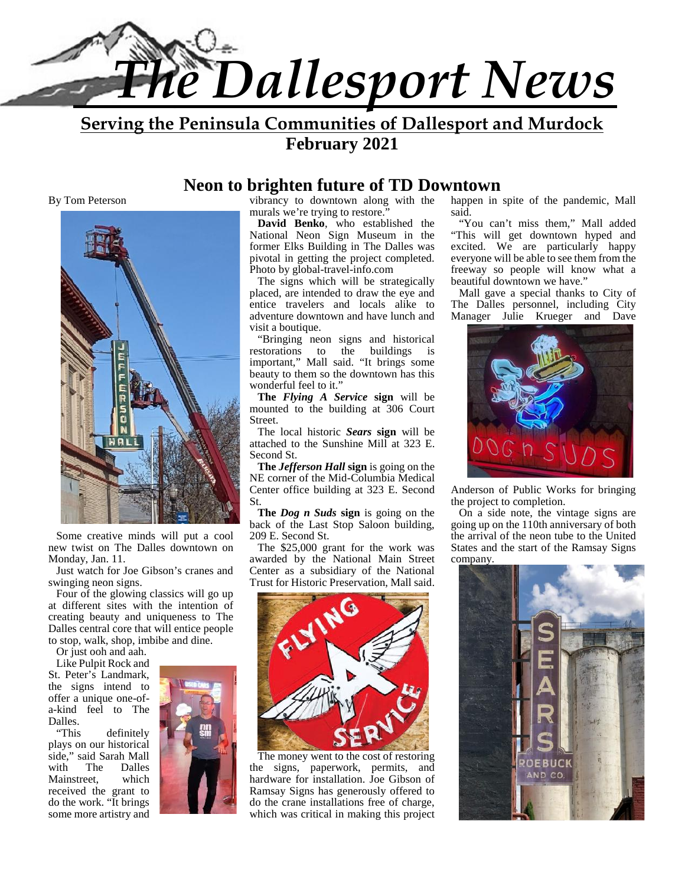# The Dallesport News

**Serving the Peninsula Communities of Dallesport and Murdock**

**February 2021**

## Neon to brighten future of TD Downtown

By Tom Peterson

Some creative minds will put a cool new twist on The Dalles downtown on Monday, Jan. 11.

Just watch for Joe Gibson's cranes and swinging neon signs.

Four of the glowing classics will go up at different sites with the intention of creating beauty and uniqueness to The Dalles central core that will entice people to stop, walk, shop, imbibe and dine.

Or just ooh and aah.

Like Pulpit Rock and St. Peter's Landmark, the signs intend to offer a unique one-of-a-kind feel to The Dalles.

"This definitely plays on our historical side," said Sarah Mall with The Dalles Mainstreet, which received the grant to do the work. "It brings some more artistry and vibrancy to downtown along with the murals we're trying to restore."

**David Benko**, who established the National Neon Sign Museum in the former Elks Building in The Dalles was pivotal in getting the project completed. Photo by global-travel-info.com

The signs which will be strategically placed, are intended to draw the eye and entice travelers and locals alike to adventure downtown and have lunch and visit a boutique.

"Bringing neon signs and historical restorations to the buildings is important," Mall said. "It brings some beauty to them so the downtown has this wonderful feel to it."

**The *Flying A Service* sign** will be mounted to the building at 306 Court Street.

The local historic ***Sears* sign** will be attached to the Sunshine Mill at 323 E. Second St.

**The *Jefferson Hall* sign** is going on the NE corner of the Mid-Columbia Medical Center office building at 323 E. Second St.

**The *Dog n Suds* sign** is going on the back of the Last Stop Saloon building, 209 E. Second St.

The $25,000 grant for the work was awarded by the National Main Street Center as a subsidiary of the National Trust for Historic Preservation, Mall said.

The money went to the cost of restoring the signs, paperwork, permits, and hardware for installation. Joe Gibson of Ramsay Signs has generously offered to do the crane installations free of charge, which was critical in making this project happen in spite of the pandemic, Mall said.

"You can't miss them," Mall added "This will get downtown hyped and excited. We are particularly happy everyone will be able to see them from the freeway so people will know what a beautiful downtown we have."

Mall gave a special thanks to City of The Dalles personnel, including City Manager Julie Krueger and Dave Anderson of Public Works for bringing the project to completion.

On a side note, the vintage signs are going up on the 110th anniversary of both the arrival of the neon tube to the United States and the start of the Ramsay Signs company.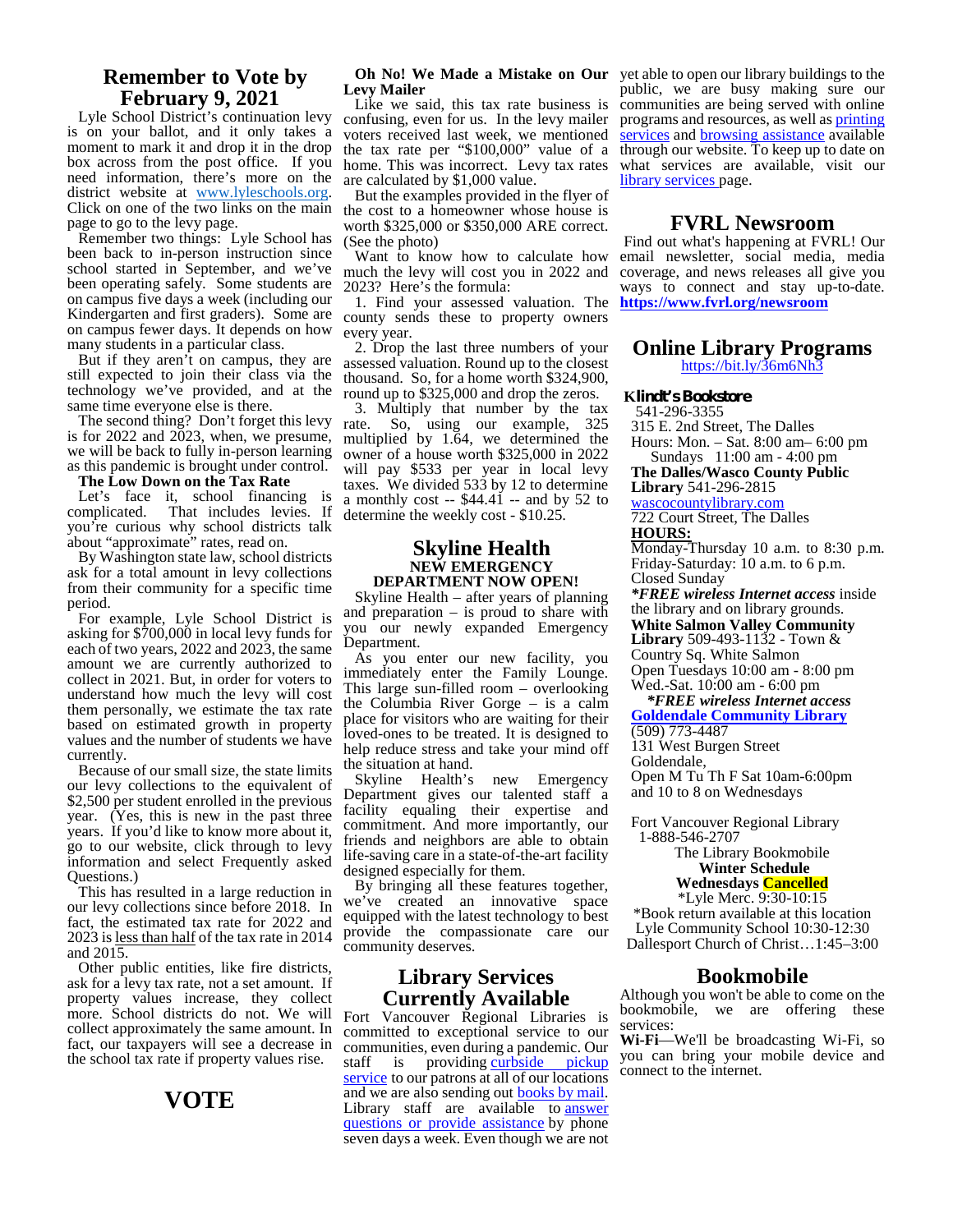## Remember to Vote by February 9, 2021

Lyle School District's continuation levy is on your ballot, and it only takes a moment to mark it and drop it in the drop box across from the post office. If you need information, there's more on the district website at www.lyleschools.org. Click on one of the two links on the main page to go to the levy page.

Remember two things: Lyle School has been back to in-person instruction since school started in September, and we've been operating safely. Some students are on campus five days a week (including our Kindergarten and first graders). Some are on campus fewer days. It depends on how many students in a particular class.

But if they aren't on campus, they are still expected to join their class via the technology we've provided, and at the same time everyone else is there.

The second thing? Don't forget this levy is for 2022 and 2023, when, we presume, we will be back to fully in-person learning as this pandemic is brought under control.

**The Low Down on the Tax Rate**

Let's face it, school financing is complicated. That includes levies. If you're curious why school districts talk about "approximate" rates, read on.

By Washington state law, school districts ask for a total amount in levy collections from their community for a specific time period.

For example, Lyle School District is asking for $700,000 in local levy funds for each of two years, 2022 and 2023, the same amount we are currently authorized to collect in 2021. But, in order for voters to understand how much the levy will cost them personally, we estimate the tax rate based on estimated growth in property values and the number of students we have currently.

Because of our small size, the state limits our levy collections to the equivalent of $2,500 per student enrolled in the previous year. (Yes, this is new in the past three years. If you'd like to know more about it, go to our website, click through to levy information and select Frequently asked Questions.)

This has resulted in a large reduction in our levy collections since before 2018. In fact, the estimated tax rate for 2022 and 2023 is less than half of the tax rate in 2014 and 2015.

Other public entities, like fire districts, ask for a levy tax rate, not a set amount. If property values increase, they collect more. School districts do not. We will collect approximately the same amount. In fact, our taxpayers will see a decrease in the school tax rate if property values rise.

# VOTE

**Oh No! We Made a Mistake on Our Levy Mailer**

Like we said, this tax rate business is confusing, even for us. In the levy mailer voters received last week, we mentioned the tax rate per "$100,000" value of a home. This was incorrect. Levy tax rates are calculated by $1,000 value.

But the examples provided in the flyer of the cost to a homeowner whose house is worth $325,000 or $350,000 ARE correct. (See the photo)

Want to know how to calculate how much the levy will cost you in 2022 and 2023? Here's the formula:

1. Find your assessed valuation. The county sends these to property owners every year.
2. Drop the last three numbers of your assessed valuation. Round up to the closest thousand. So, for a home worth $324,900, round up to $325,000 and drop the zeros.
3. Multiply that number by the tax rate. So, using our example, 325 multiplied by 1.64, we determined the owner of a house worth $325,000 in 2022 will pay $533 per year in local levy taxes. We divided 533 by 12 to determine a monthly cost -- $44.41 -- and by 52 to determine the weekly cost - $10.25.

## Skyline Health
### NEW EMERGENCY DEPARTMENT NOW OPEN!

Skyline Health – after years of planning and preparation – is proud to share with you our newly expanded Emergency Department.

As you enter our new facility, you immediately enter the Family Lounge. This large sun-filled room – overlooking the Columbia River Gorge – is a calm place for visitors who are waiting for their loved-ones to be treated. It is designed to help reduce stress and take your mind off the situation at hand.

Skyline Health's new Emergency Department gives our talented staff a facility equaling their expertise and commitment. And more importantly, our friends and neighbors are able to obtain life-saving care in a state-of-the-art facility designed especially for them.

By bringing all these features together, we've created an innovative space equipped with the latest technology to best provide the compassionate care our community deserves.

## Library Services Currently Available

Fort Vancouver Regional Libraries is committed to exceptional service to our communities, even during a pandemic. Our staff is providing curbside pickup service to our patrons at all of our locations and we are also sending out books by mail. Library staff are available to answer questions or provide assistance by phone seven days a week. Even though we are not yet able to open our library buildings to the public, we are busy making sure our communities are being served with online programs and resources, as well as printing services and browsing assistance available through our website. To keep up to date on what services are available, visit our library services page.

## FVRL Newsroom

Find out what's happening at FVRL! Our email newsletter, social media coverage, and news releases all give you ways to connect and stay up-to-date. **https://www.fvrl.org/newsroom**

## Online Library Programs

https://bit.ly/36m6Nh3

**Klindt's Bookstore**
541-296-3355
315 E. 2nd Street, The Dalles
Hours: Mon. – Sat. 8:00 am– 6:00 pm
Sundays 11:00 am - 4:00 pm

**The Dalles/Wasco County Public Library** 541-296-2815
wascocountylibrary.com
722 Court Street, The Dalles
**HOURS:**
Monday-Thursday 10 a.m. to 8:30 p.m.
Friday-Saturday: 10 a.m. to 6 p.m.
Closed Sunday
***FREE wireless Internet access** inside the library and on library grounds.

**White Salmon Valley Community Library** 509-493-1132 - Town & Country Sq. White Salmon
Open Tuesdays 10:00 am - 8:00 pm
Wed.-Sat. 10:00 am - 6:00 pm
***FREE wireless Internet access**

**Goldendale Community Library**
(509) 773-4487
131 West Burgen Street
Goldendale,
Open M Tu Th F Sat 10am-6:00pm and 10 to 8 on Wednesdays

Fort Vancouver Regional Library
1-888-546-2707
The Library Bookmobile
**Winter Schedule**
**Wednesdays Cancelled**
*Lyle Merc. 9:30-10:15
*Book return available at this location
Lyle Community School 10:30-12:30
Dallesport Church of Christ…1:45–3:00

## Bookmobile

Although you won't be able to come on the bookmobile, we are offering these services:

**Wi-Fi**—We'll be broadcasting Wi-Fi, so you can bring your mobile device and connect to the internet.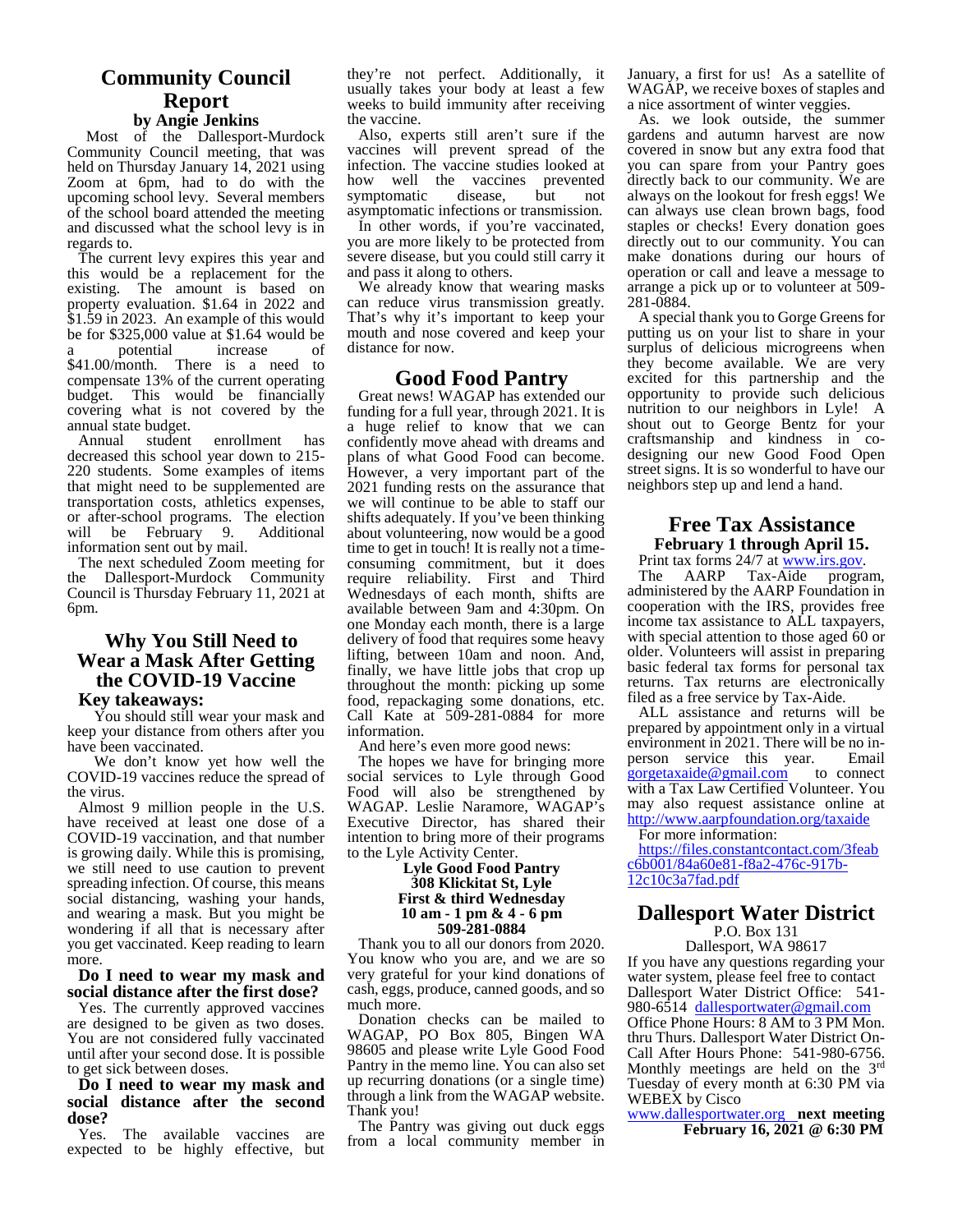## Community Council Report

**by Angie Jenkins**

Most of the Dallesport-Murdock Community Council meeting, that was held on Thursday January 14, 2021 using Zoom at 6pm, had to do with the upcoming school levy. Several members of the school board attended the meeting and discussed what the school levy is in regards to.

The current levy expires this year and this would be a replacement for the existing. The amount is based on property evaluation. $1.64 in 2022 and $1.59 in 2023. An example of this would be for $325,000 value at $1.64 would be a potential increase of $41.00/month. There is a need to compensate 13% of the current operating budget. This would be financially covering what is not covered by the annual state budget.

Annual student enrollment has decreased this school year down to 215-220 students. Some examples of items that might need to be supplemented are transportation costs, athletics expenses, or after-school programs. The election will be February 9. Additional information sent out by mail.

The next scheduled Zoom meeting for the Dallesport-Murdock Community Council is Thursday February 11, 2021 at 6pm.

## Why You Still Need to Wear a Mask After Getting the COVID-19 Vaccine

**Key takeaways:**

You should still wear your mask and keep your distance from others after you have been vaccinated.

We don't know yet how well the COVID-19 vaccines reduce the spread of the virus.

Almost 9 million people in the U.S. have received at least one dose of a COVID-19 vaccination, and that number is growing daily. While this is promising, we still need to use caution to prevent spreading infection. Of course, this means social distancing, washing your hands, and wearing a mask. But you might be wondering if all that is necessary after you get vaccinated. Keep reading to learn more.

**Do I need to wear my mask and social distance after the first dose?**

Yes. The currently approved vaccines are designed to be given as two doses. You are not considered fully vaccinated until after your second dose. It is possible to get sick between doses.

**Do I need to wear my mask and social distance after the second dose?**

Yes. The available vaccines are expected to be highly effective, but they're not perfect. Additionally, it usually takes your body at least a few weeks to build immunity after receiving the vaccine.

Also, experts still aren't sure if the vaccines will prevent spread of the infection. The vaccine studies looked at how well the vaccines prevented symptomatic disease, but not asymptomatic infections or transmission.

In other words, if you're vaccinated, you are more likely to be protected from severe disease, but you could still carry it and pass it along to others.

We already know that wearing masks can reduce virus transmission greatly. That's why it's important to keep your mouth and nose covered and keep your distance for now.

## Good Food Pantry

Great news! WAGAP has extended our funding for a full year, through 2021. It is a huge relief to know that we can confidently move ahead with dreams and plans of what Good Food can become. However, a very important part of the 2021 funding rests on the assurance that we will continue to be able to staff our shifts adequately. If you've been thinking about volunteering, now would be a good time to get in touch! It is really not a time-consuming commitment, but it does require reliability. First and Third Wednesdays of each month, shifts are available between 9am and 4:30pm. On one Monday each month, there is a large delivery of food that requires some heavy lifting, between 10am and noon. And, finally, we have little jobs that crop up throughout the month: picking up some food, repackaging some donations, etc. Call Kate at 509-281-0884 for more information.

And here's even more good news:

The hopes we have for bringing more social services to Lyle through Good Food will also be strengthened by WAGAP. Leslie Naramore, WAGAP's Executive Director, has shared their intention to bring more of their programs to the Lyle Activity Center.

**Lyle Good Food Pantry**
**308 Klickitat St, Lyle**
**First & third Wednesday**
**10 am - 1 pm & 4 - 6 pm**
**509-281-0884**

Thank you to all our donors from 2020. You know who you are, and we are so very grateful for your kind donations of cash, eggs, produce, canned goods, and so much more.

Donation checks can be mailed to WAGAP, PO Box 805, Bingen WA 98605 and please write Lyle Good Food Pantry in the memo line. You can also set up recurring donations (or a single time) through a link from the WAGAP website. Thank you!

The Pantry was giving out duck eggs from a local community member in January, a first for us! As a satellite of WAGAP, we receive boxes of staples and a nice assortment of winter veggies.

As we look outside, the summer gardens and autumn harvest are now covered in snow but any extra food that you can spare from your Pantry goes directly back to our community. We are always on the lookout for fresh eggs! We can always use clean brown bags, food staples or checks! Every donation goes directly out to our community. You can make donations during our hours of operation or call and leave a message to arrange a pick up or to volunteer at 509-281-0884.

A special thank you to Gorge Greens for putting us on your list to share in your surplus of delicious microgreens when they become available. We are very excited for this partnership and the opportunity to provide such delicious nutrition to our neighbors in Lyle! A shout out to George Bentz for your craftsmanship and kindness in co-designing our new Good Food Open street signs. It is so wonderful to have our neighbors step up and lend a hand.

## Free Tax Assistance

**February 1 through April 15.**

Print tax forms 24/7 at www.irs.gov.

The AARP Tax-Aide program, administered by the AARP Foundation in cooperation with the IRS, provides free income tax assistance to ALL taxpayers, with special attention to those aged 60 or older. Volunteers will assist in preparing basic federal tax forms for personal tax returns. Tax returns are electronically filed as a free service by Tax-Aide.

ALL assistance and returns will be prepared by appointment only in a virtual environment in 2021. There will be no in-person service this year. Email gorgetaxaide@gmail.com to connect with a Tax Law Certified Volunteer. You may also request assistance online at http://www.aarpfoundation.org/taxaide

For more information:

https://files.constantcontact.com/3feabc6b001/84a60e81-f8a2-476c-917b-12c10c3a7fad.pdf

## Dallesport Water District

P.O. Box 131
Dallesport, WA 98617

If you have any questions regarding your water system, please feel free to contact Dallesport Water District Office: 541-980-6514 dallesportwater@gmail.com
Office Phone Hours: 8 AM to 3 PM Mon. thru Thurs. Dallesport Water District On-Call After Hours Phone: 541-980-6756.
Monthly meetings are held on the 3rd Tuesday of every month at 6:30 PM via WEBEX by Cisco

www.dallesportwater.org **next meeting February 16, 2021 @ 6:30 PM**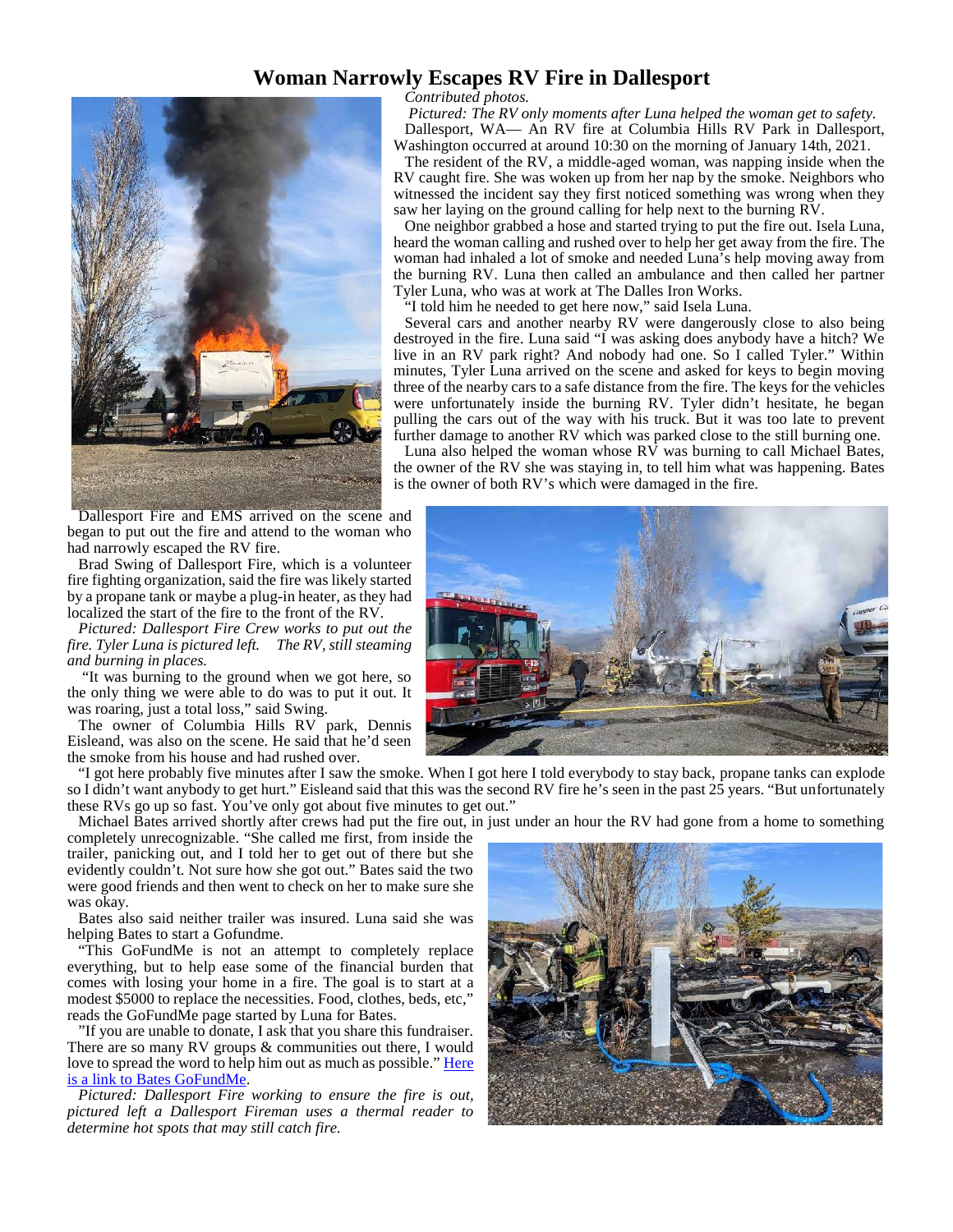# Woman Narrowly Escapes RV Fire in Dallesport

*Contributed photos.*

*Pictured: The RV only moments after Luna helped the woman get to safety.*

Dallesport, WA— An RV fire at Columbia Hills RV Park in Dallesport, Washington occurred at around 10:30 on the morning of January 14th, 2021.

The resident of the RV, a middle-aged woman, was napping inside when the RV caught fire. She was woken up from her nap by the smoke. Neighbors who witnessed the incident say they first noticed something was wrong when they saw her laying on the ground calling for help next to the burning RV.

One neighbor grabbed a hose and started trying to put the fire out. Isela Luna, heard the woman calling and rushed over to help her get away from the fire. The woman had inhaled a lot of smoke and needed Luna's help moving away from the burning RV. Luna then called an ambulance and then called her partner Tyler Luna, who was at work at The Dalles Iron Works.

"I told him he needed to get here now," said Isela Luna.

Several cars and another nearby RV were dangerously close to also being destroyed in the fire. Luna said "I was asking does anybody have a hitch? We live in an RV park right? And nobody had one. So I called Tyler." Within minutes, Tyler Luna arrived on the scene and asked for keys to begin moving three of the nearby cars to a safe distance from the fire. The keys for the vehicles were unfortunately inside the burning RV. Tyler didn't hesitate, he began pulling the cars out of the way with his truck. But it was too late to prevent further damage to another RV which was parked close to the still burning one.

Luna also helped the woman whose RV was burning to call Michael Bates, the owner of the RV she was staying in, to tell him what was happening. Bates is the owner of both RV's which were damaged in the fire.

Dallesport Fire and EMS arrived on the scene and began to put out the fire and attend to the woman who had narrowly escaped the RV fire.

Brad Swing of Dallesport Fire, which is a volunteer fire fighting organization, said the fire was likely started by a propane tank or maybe a plug-in heater, as they had localized the start of the fire to the front of the RV.

*Pictured: Dallesport Fire Crew works to put out the fire. Tyler Luna is pictured left. The RV, still steaming and burning in places.*

"It was burning to the ground when we got here, so the only thing we were able to do was to put it out. It was roaring, just a total loss," said Swing.

The owner of Columbia Hills RV park, Dennis Eisleand, was also on the scene. He said that he'd seen the smoke from his house and had rushed over.

"I got here probably five minutes after I saw the smoke. When I got here I told everybody to stay back, propane tanks can explode so I didn't want anybody to get hurt." Eisleand said that this was the second RV fire he's seen in the past 25 years. "But unfortunately these RVs go up so fast. You've only got about five minutes to get out."

Michael Bates arrived shortly after crews had put the fire out, in just under an hour the RV had gone from a home to something completely unrecognizable. "She called me first, from inside the trailer, panicking out, and I told her to get out of there but she evidently couldn't. Not sure how she got out." Bates said the two were good friends and then went to check on her to make sure she was okay.

Bates also said neither trailer was insured. Luna said she was helping Bates to start a Gofundme.

"This GoFundMe is not an attempt to completely replace everything, but to help ease some of the financial burden that comes with losing your home in a fire. The goal is to start at a modest $5000 to replace the necessities. Food, clothes, beds, etc," reads the GoFundMe page started by Luna for Bates.

"If you are unable to donate, I ask that you share this fundraiser. There are so many RV groups & communities out there, I would love to spread the word to help him out as much as possible." Here is a link to Bates GoFundMe.

*Pictured: Dallesport Fire working to ensure the fire is out, pictured left a Dallesport Fireman uses a thermal reader to determine hot spots that may still catch fire.*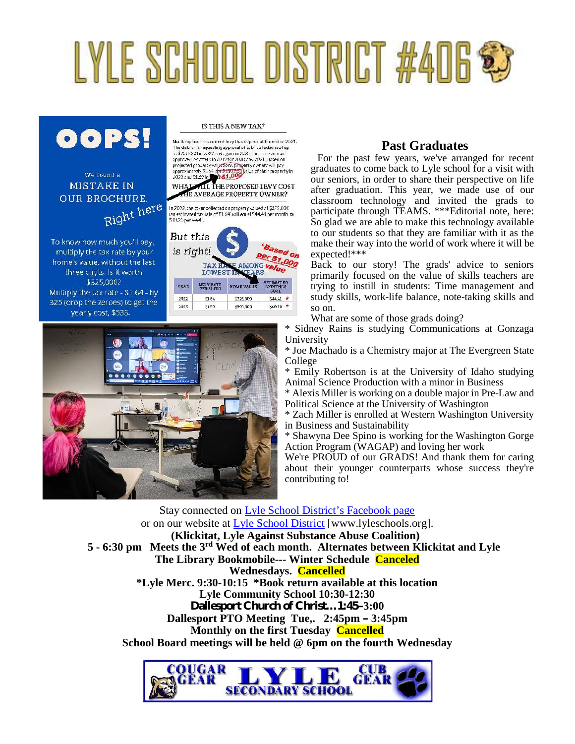# LYLE SCHOOL DISTRICT #406

**OOPS!**

We found a MISTAKE IN OUR BROCHURE. Right here

To know how much you'll pay, multiply the tax rate by your home's value, without the last three digits. Is it worth $325,000? Multiply the tax rate - $1.64 - by 325 (drop the zeroes) to get the yearly cost, $533.

IS THIS A NEW TAX?

No. It replaces the current levy that expires at the end of 2021. The district is requesting approval of total collections of up to $700,000 in 2022 and again in 2023, the same amount approved by voters in 2019 for 2020 and 2021. Based on projected property valuations, property owners will pay approximately $1.64 per $1,000 value of their property in 2022 and $1.59 in 2023. $1,000

WHAT WILL THE PROPOSED LEVY COST THE AVERAGE PROPERTY OWNER?

In 2022, the taxes collected on property valued at $325,000 (an estimated tax rate of $1.64) will equal $44.41 per month or $10.25 per week.

But this is right! *Based on per $1,000 value

TAX RATE AMONG LOWEST IN YEARS

| YEAR | LEVY RATE PER $1,000 | HOME VALUE | ESTIMATED MONTHLY COST |
| --- | --- | --- | --- |
| 2022 | $1.64 | $325,000 | $44.41 * |
| 2023 | $1.59 | $330,000 | $43.18 * |

## Past Graduates

For the past few years, we've arranged for recent graduates to come back to Lyle school for a visit with our seniors, in order to share their perspective on life after graduation. This year, we made use of our classroom technology and invited the grads to participate through TEAMS. ***Editorial note, here: So glad we are able to make this technology available to our students so that they are familiar with it as the make their way into the world of work where it will be expected!***

Back to our story! The grads' advice to seniors primarily focused on the value of skills teachers are trying to instill in students: Time management and study skills, work-life balance, note-taking skills and so on.

What are some of those grads doing?

* Sidney Rains is studying Communications at Gonzaga University
* Joe Machado is a Chemistry major at The Evergreen State College
* Emily Robertson is at the University of Idaho studying Animal Science Production with a minor in Business
* Alexis Miller is working on a double major in Pre-Law and Political Science at the University of Washington
* Zach Miller is enrolled at Western Washington University in Business and Sustainability
* Shawyna Dee Spino is working for the Washington Gorge Action Program (WAGAP) and loving her work

We're PROUD of our GRADS! And thank them for caring about their younger counterparts whose success they're contributing to!

Stay connected on [Lyle School District's Facebook page](#)
or on our website at [Lyle School District](#) [www.lyleschools.org].

**(Klickitat, Lyle Against Substance Abuse Coalition)**

**5 - 6:30 pm Meets the 3rd Wed of each month. Alternates between Klickitat and Lyle**

**The Library Bookmobile--- Winter Schedule Canceled**

**Wednesdays. Cancelled**

***Lyle Merc. 9:30-10:15 *Book return available at this location**

**Lyle Community School 10:30-12:30**

**Dallesport Church of Christ…1:45–3:00**

**Dallesport PTO Meeting Tue,. 2:45pm – 3:45pm**

**Monthly on the first Tuesday Cancelled**

**School Board meetings will be held @ 6pm on the fourth Wednesday**

COUGAR GEAR LYLE CUB GEAR SECONDARY SCHOOL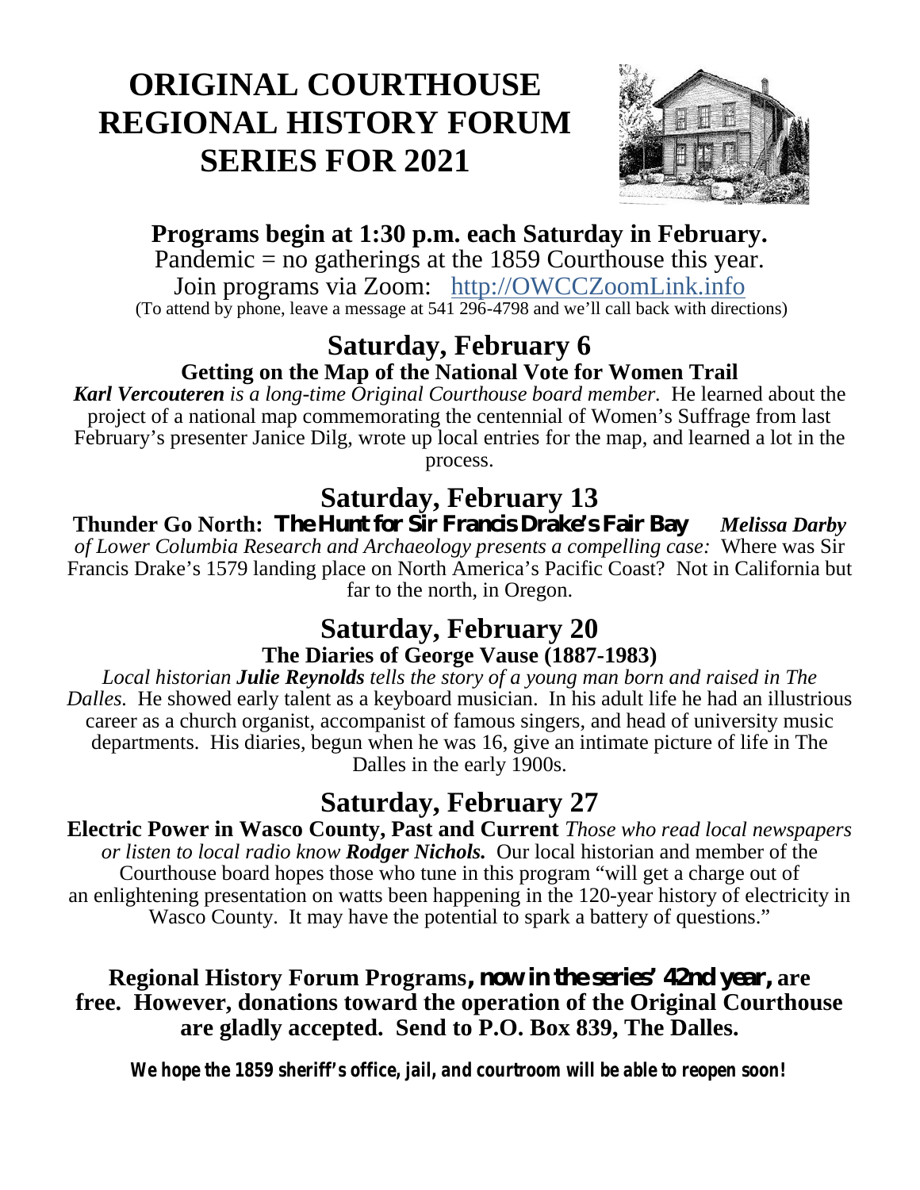# ORIGINAL COURTHOUSE REGIONAL HISTORY FORUM SERIES FOR 2021

**Programs begin at 1:30 p.m. each Saturday in February.**

Pandemic = no gatherings at the 1859 Courthouse this year.

Join programs via Zoom: http://OWCCZoomLink.info

(To attend by phone, leave a message at 541 296-4798 and we'll call back with directions)

## Saturday, February 6

### Getting on the Map of the National Vote for Women Trail

***Karl Vercouteren** is a long-time Original Courthouse board member.* He learned about the project of a national map commemorating the centennial of Women's Suffrage from last February's presenter Janice Dilg, wrote up local entries for the map, and learned a lot in the process.

## Saturday, February 13

**Thunder Go North: *The Hunt for Sir Francis Drake's Fair Bay*** *Melissa Darby of Lower Columbia Research and Archaeology presents a compelling case:* Where was Sir Francis Drake's 1579 landing place on North America's Pacific Coast? Not in California but far to the north, in Oregon.

## Saturday, February 20

### The Diaries of George Vause (1887-1983)

*Local historian **Julie Reynolds** tells the story of a young man born and raised in The Dalles.* He showed early talent as a keyboard musician. In his adult life he had an illustrious career as a church organist, accompanist of famous singers, and head of university music departments. His diaries, begun when he was 16, give an intimate picture of life in The Dalles in the early 1900s.

## Saturday, February 27

**Electric Power in Wasco County, Past and Current** *Those who read local newspapers or listen to local radio know **Rodger Nichols.*** Our local historian and member of the Courthouse board hopes those who tune in this program "will get a charge out of an enlightening presentation on watts been happening in the 120-year history of electricity in Wasco County. It may have the potential to spark a battery of questions."

**Regional History Forum Programs*, now in the series' 42nd year,* are free. However, donations toward the operation of the Original Courthouse are gladly accepted. Send to P.O. Box 839, The Dalles.**

***We hope the 1859 sheriff's office, jail, and courtroom will be able to reopen soon!***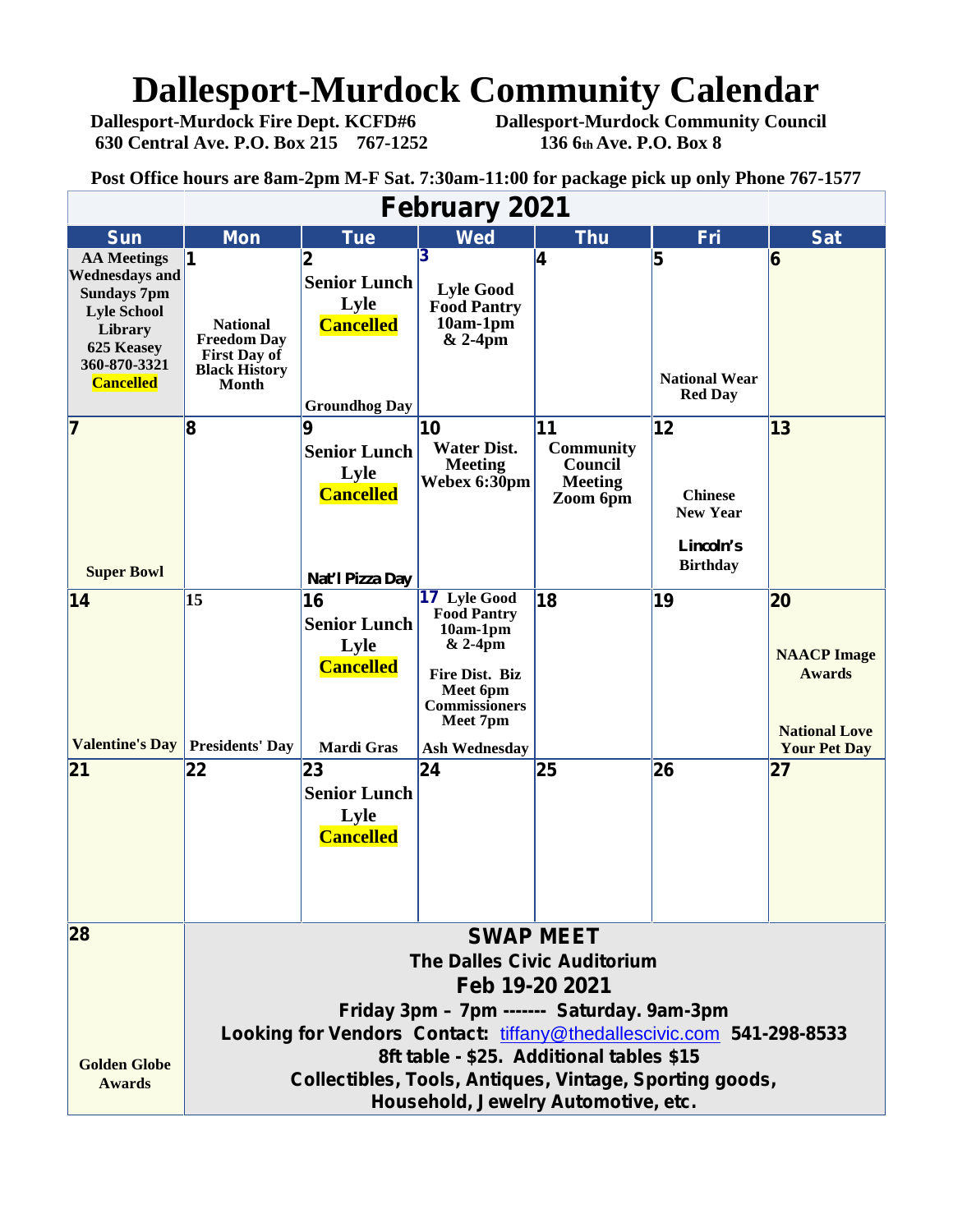# Dallesport-Murdock Community Calendar

**Dallesport-Murdock Fire Dept. KCFD#6**
**630 Central Ave. P.O. Box 215 767-1252**

**Dallesport-Murdock Community Council**
**136 6th Ave. P.O. Box 8**

**Post Office hours are 8am-2pm M-F Sat. 7:30am-11:00 for package pick up only Phone 767-1577**

## February 2021

| Sun | Mon | Tue | Wed | Thu | Fri | Sat |
|---|---|---|---|---|---|---|
| AA Meetings Wednesdays and Sundays 7pm Lyle School Library 625 Keasey 360-870-3321 Cancelled | 1 National Freedom Day First Day of Black History Month | 2 Senior Lunch Lyle Cancelled Groundhog Day | 3 Lyle Good Food Pantry 10am-1pm & 2-4pm | 4 | 5 National Wear Red Day | 6 |
| 7 Super Bowl | 8 | 9 Senior Lunch Lyle Cancelled Nat'l Pizza Day | 10 Water Dist. Meeting Webex 6:30pm | 11 Community Council Meeting Zoom 6pm | 12 Chinese New Year Lincoln's Birthday | 13 |
| 14 Valentine's Day | 15 Presidents' Day | 16 Senior Lunch Lyle Cancelled Mardi Gras | 17 Lyle Good Food Pantry 10am-1pm & 2-4pm Fire Dist. Biz Meet 6pm Commissioners Meet 7pm Ash Wednesday | 18 | 19 | 20 NAACP Image Awards National Love Your Pet Day |
| 21 | 22 | 23 Senior Lunch Lyle Cancelled | 24 | 25 | 26 | 27 |
| 28 Golden Globe Awards | | | | | | |

**SWAP MEET**
**The Dalles Civic Auditorium**
**Feb 19-20 2021**
**Friday 3pm – 7pm ------- Saturday. 9am-3pm**
**Looking for Vendors Contact: tiffany@thedallescivic.com 541-298-8533**
**8ft table - $25. Additional tables $15**
**Collectibles, Tools, Antiques, Vintage, Sporting goods, Household, Jewelry Automotive, etc.**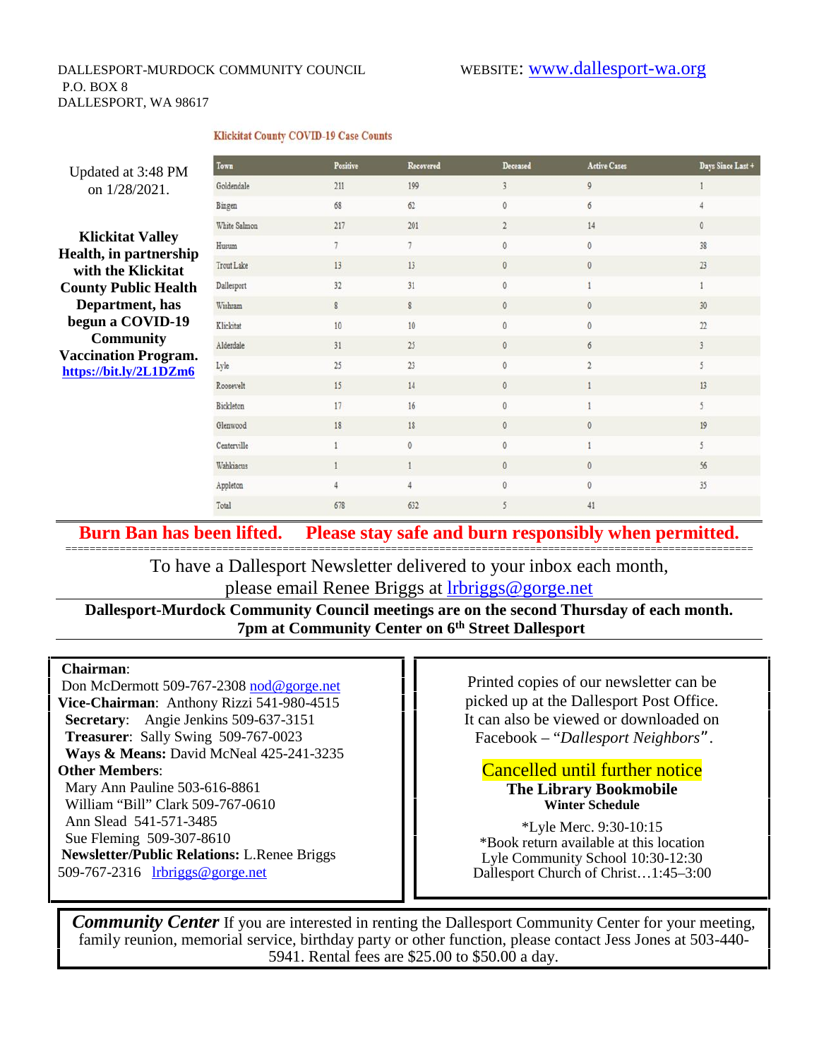DALLESPORT-MURDOCK COMMUNITY COUNCIL
P.O. BOX 8
DALLESPORT, WA 98617

WEBSITE: www.dallesport-wa.org

Updated at 3:48 PM on 1/28/2021.

**Klickitat Valley Health, in partnership with the Klickitat County Public Health Department, has begun a COVID-19 Community Vaccination Program.** **https://bit.ly/2L1DZm6**

Klickitat County COVID-19 Case Counts

| Town | Positive | Recovered | Deceased | Active Cases | Days Since Last + |
|---|---|---|---|---|---|
| Goldendale | 211 | 199 | 3 | 9 | 1 |
| Bingen | 68 | 62 | 0 | 6 | 4 |
| White Salmon | 217 | 201 | 2 | 14 | 0 |
| Husum | 7 | 7 | 0 | 0 | 38 |
| Trout Lake | 13 | 13 | 0 | 0 | 23 |
| Dallesport | 32 | 31 | 0 | 1 | 1 |
| Wishram | 8 | 8 | 0 | 0 | 30 |
| Klickitat | 10 | 10 | 0 | 0 | 22 |
| Alderdale | 31 | 25 | 0 | 6 | 3 |
| Lyle | 25 | 23 | 0 | 2 | 5 |
| Roosevelt | 15 | 14 | 0 | 1 | 13 |
| Bickleton | 17 | 16 | 0 | 1 | 5 |
| Glenwood | 18 | 18 | 0 | 0 | 19 |
| Centerville | 1 | 0 | 0 | 1 | 5 |
| Wahkiacus | 1 | 1 | 0 | 0 | 56 |
| Appleton | 4 | 4 | 0 | 0 | 35 |
| Total | 678 | 632 | 5 | 41 | |

**Burn Ban has been lifted. Please stay safe and burn responsibly when permitted.**

To have a Dallesport Newsletter delivered to your inbox each month, please email Renee Briggs at lrbriggs@gorge.net

**Dallesport-Murdock Community Council meetings are on the second Thursday of each month. 7pm at Community Center on 6th Street Dallesport**

**Chairman**:
Don McDermott 509-767-2308 nod@gorge.net
**Vice-Chairman**: Anthony Rizzi 541-980-4515
**Secretary**: Angie Jenkins 509-637-3151
**Treasurer**: Sally Swing 509-767-0023
**Ways & Means:** David McNeal 425-241-3235
**Other Members**:
Mary Ann Pauline 503-616-8861
William "Bill" Clark 509-767-0610
Ann Slead 541-571-3485
Sue Fleming 509-307-8610
**Newsletter/Public Relations:** L.Renee Briggs 509-767-2316 lrbriggs@gorge.net

Printed copies of our newsletter can be picked up at the Dallesport Post Office. It can also be viewed or downloaded on Facebook – "*Dallesport Neighbors*".

Cancelled until further notice

**The Library Bookmobile**
**Winter Schedule**

*Lyle Merc. 9:30-10:15
*Book return available at this location
Lyle Community School 10:30-12:30
Dallesport Church of Christ…1:45–3:00

***Community Center*** If you are interested in renting the Dallesport Community Center for your meeting, family reunion, memorial service, birthday party or other function, please contact Jess Jones at 503-440-5941. Rental fees are $25.00 to $50.00 a day.